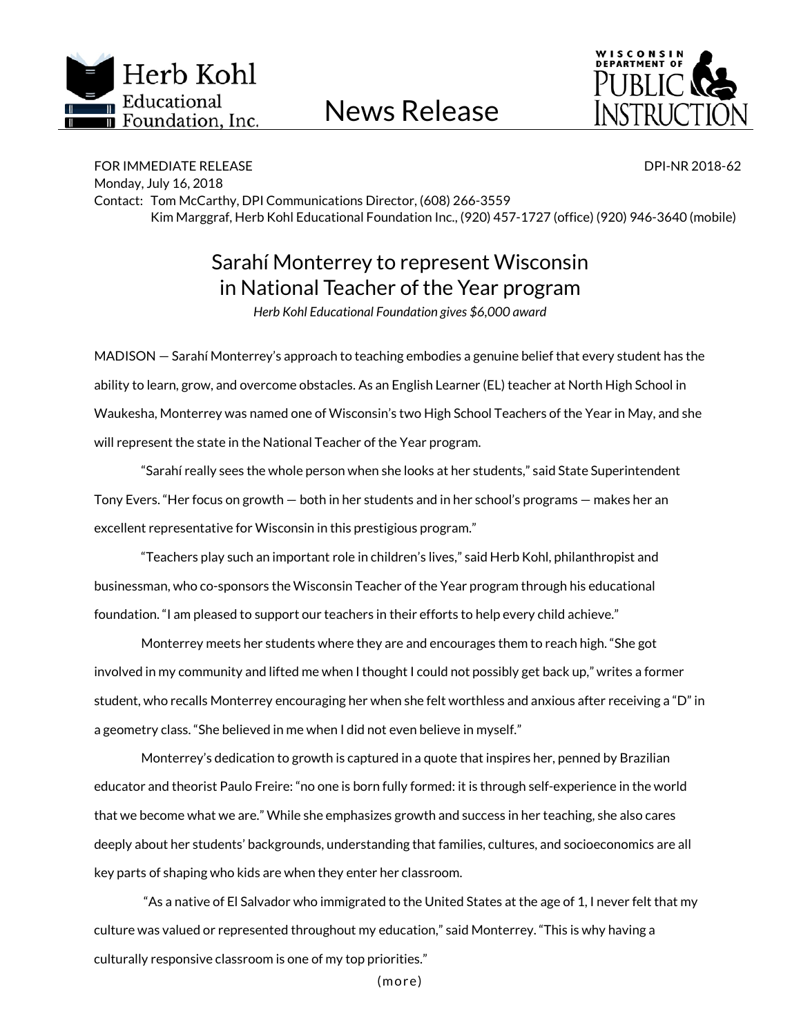Herb Kohl Educational Foundation, Inc.

# News Release

Wisconsin Department of Public Instruction

FOR IMMEDIATE RELEASE DPI-NR 2018-62
Monday, July 16, 2018
Contact: Tom McCarthy, DPI Communications Director, (608) 266-3559
Kim Marggraf, Herb Kohl Educational Foundation Inc., (920) 457-1727 (office) (920) 946-3640 (mobile)

## Sarahí Monterrey to represent Wisconsin in National Teacher of the Year program

*Herb Kohl Educational Foundation gives $6,000 award*

MADISON — Sarahí Monterrey's approach to teaching embodies a genuine belief that every student has the ability to learn, grow, and overcome obstacles. As an English Learner (EL) teacher at North High School in Waukesha, Monterrey was named one of Wisconsin's two High School Teachers of the Year in May, and she will represent the state in the National Teacher of the Year program.

"Sarahí really sees the whole person when she looks at her students," said State Superintendent Tony Evers. "Her focus on growth — both in her students and in her school's programs — makes her an excellent representative for Wisconsin in this prestigious program."

"Teachers play such an important role in children's lives," said Herb Kohl, philanthropist and businessman, who co-sponsors the Wisconsin Teacher of the Year program through his educational foundation. "I am pleased to support our teachers in their efforts to help every child achieve."

Monterrey meets her students where they are and encourages them to reach high. "She got involved in my community and lifted me when I thought I could not possibly get back up," writes a former student, who recalls Monterrey encouraging her when she felt worthless and anxious after receiving a "D" in a geometry class. "She believed in me when I did not even believe in myself."

Monterrey's dedication to growth is captured in a quote that inspires her, penned by Brazilian educator and theorist Paulo Freire: "no one is born fully formed: it is through self-experience in the world that we become what we are." While she emphasizes growth and success in her teaching, she also cares deeply about her students' backgrounds, understanding that families, cultures, and socioeconomics are all key parts of shaping who kids are when they enter her classroom.

"As a native of El Salvador who immigrated to the United States at the age of 1, I never felt that my culture was valued or represented throughout my education," said Monterrey. "This is why having a culturally responsive classroom is one of my top priorities."

(more)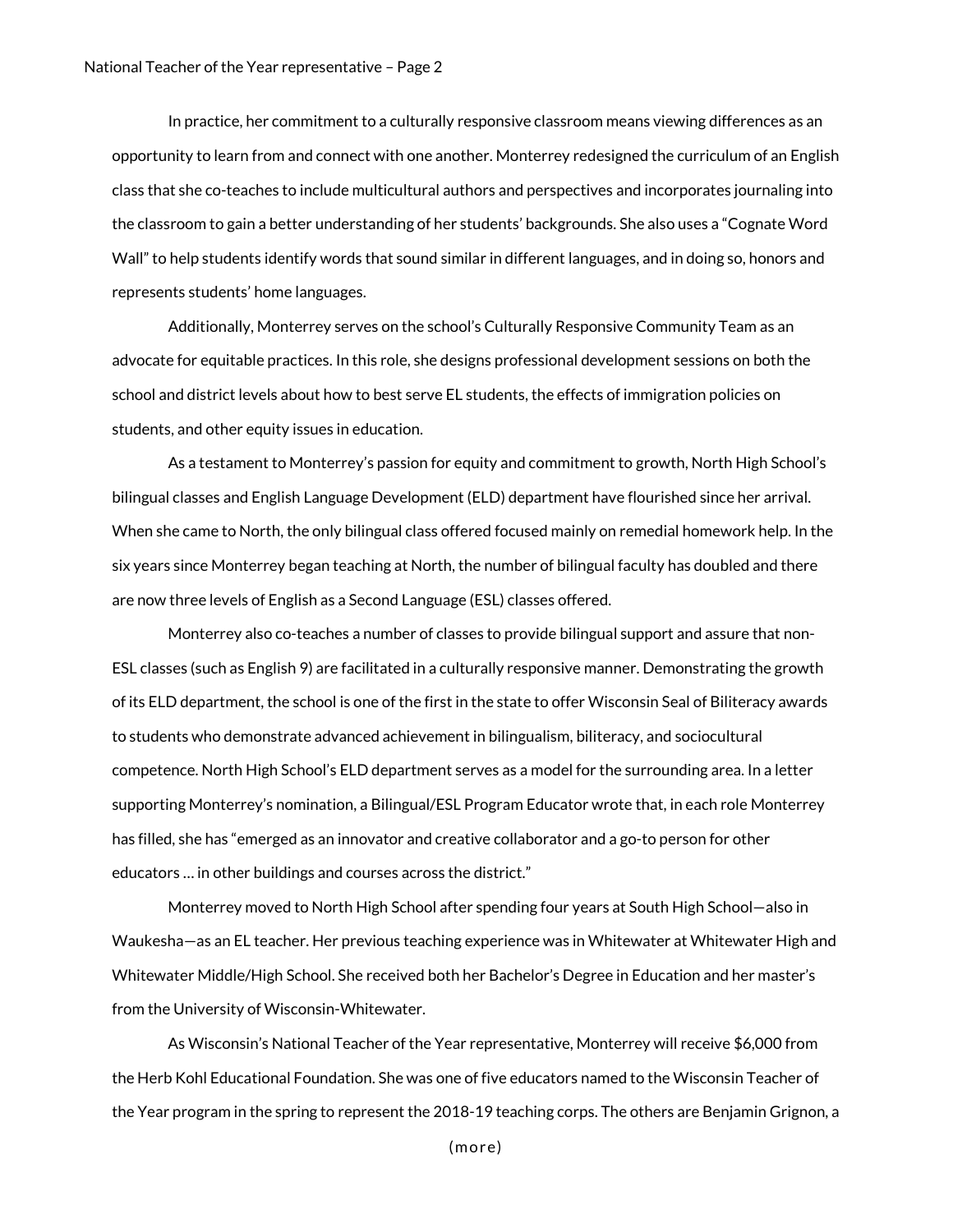In practice, her commitment to a culturally responsive classroom means viewing differences as an opportunity to learn from and connect with one another. Monterrey redesigned the curriculum of an English class that she co-teaches to include multicultural authors and perspectives and incorporates journaling into the classroom to gain a better understanding of her students' backgrounds. She also uses a "Cognate Word Wall" to help students identify words that sound similar in different languages, and in doing so, honors and represents students' home languages.

Additionally, Monterrey serves on the school's Culturally Responsive Community Team as an advocate for equitable practices. In this role, she designs professional development sessions on both the school and district levels about how to best serve EL students, the effects of immigration policies on students, and other equity issues in education.

As a testament to Monterrey's passion for equity and commitment to growth, North High School's bilingual classes and English Language Development (ELD) department have flourished since her arrival. When she came to North, the only bilingual class offered focused mainly on remedial homework help. In the six years since Monterrey began teaching at North, the number of bilingual faculty has doubled and there are now three levels of English as a Second Language (ESL) classes offered.

Monterrey also co-teaches a number of classes to provide bilingual support and assure that non-ESL classes (such as English 9) are facilitated in a culturally responsive manner. Demonstrating the growth of its ELD department, the school is one of the first in the state to offer Wisconsin Seal of Biliteracy awards to students who demonstrate advanced achievement in bilingualism, biliteracy, and sociocultural competence. North High School's ELD department serves as a model for the surrounding area. In a letter supporting Monterrey's nomination, a Bilingual/ESL Program Educator wrote that, in each role Monterrey has filled, she has "emerged as an innovator and creative collaborator and a go-to person for other educators … in other buildings and courses across the district."

Monterrey moved to North High School after spending four years at South High School—also in Waukesha—as an EL teacher. Her previous teaching experience was in Whitewater at Whitewater High and Whitewater Middle/High School. She received both her Bachelor's Degree in Education and her master's from the University of Wisconsin-Whitewater.

As Wisconsin's National Teacher of the Year representative, Monterrey will receive $6,000 from the Herb Kohl Educational Foundation. She was one of five educators named to the Wisconsin Teacher of the Year program in the spring to represent the 2018-19 teaching corps. The others are Benjamin Grignon, a

(more)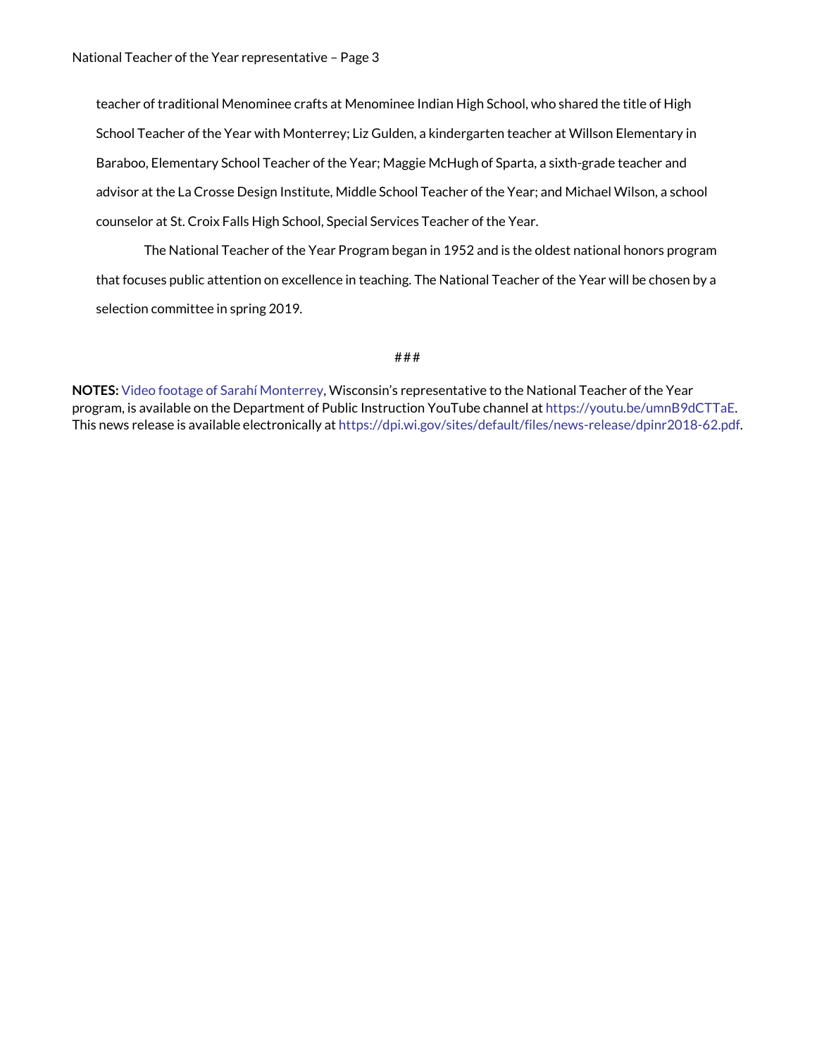teacher of traditional Menominee crafts at Menominee Indian High School, who shared the title of High School Teacher of the Year with Monterrey; Liz Gulden, a kindergarten teacher at Willson Elementary in Baraboo, Elementary School Teacher of the Year; Maggie McHugh of Sparta, a sixth-grade teacher and advisor at the La Crosse Design Institute, Middle School Teacher of the Year; and Michael Wilson, a school counselor at St. Croix Falls High School, Special Services Teacher of the Year.

The National Teacher of the Year Program began in 1952 and is the oldest national honors program that focuses public attention on excellence in teaching. The National Teacher of the Year will be chosen by a selection committee in spring 2019.

###

**NOTES:** Video footage of Sarahí Monterrey, Wisconsin's representative to the National Teacher of the Year program, is available on the Department of Public Instruction YouTube channel at https://youtu.be/umnB9dCTTaE. This news release is available electronically at https://dpi.wi.gov/sites/default/files/news-release/dpinr2018-62.pdf.